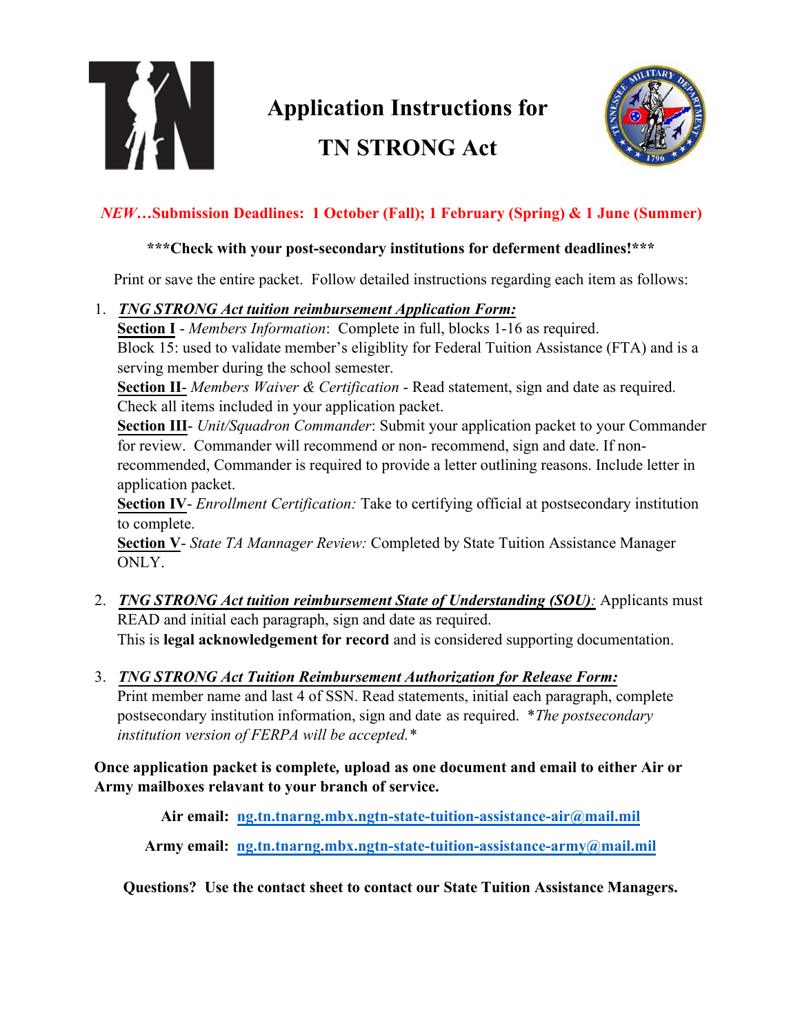# Application Instructions for TN STRONG Act

***NEW*…Submission Deadlines: 1 October (Fall); 1 February (Spring) & 1 June (Summer)**

**\*\*\*Check with your post-secondary institutions for deferment deadlines!\*\*\***

Print or save the entire packet. Follow detailed instructions regarding each item as follows:

1. ***TNG STRONG Act tuition reimbursement Application Form:***
   **Section I** - *Members Information*: Complete in full, blocks 1-16 as required.
   Block 15: used to validate member's eligiblity for Federal Tuition Assistance (FTA) and is a serving member during the school semester.
   **Section II**- *Members Waiver & Certification* - Read statement, sign and date as required. Check all items included in your application packet.
   **Section III**- *Unit/Squadron Commander*: Submit your application packet to your Commander for review. Commander will recommend or non- recommend, sign and date. If non-recommended, Commander is required to provide a letter outlining reasons. Include letter in application packet.
   **Section IV**- *Enrollment Certification:* Take to certifying official at postsecondary institution to complete.
   **Section V**- *State TA Mannager Review:* Completed by State Tuition Assistance Manager ONLY.

2. ***TNG STRONG Act tuition reimbursement State of Understanding (SOU)**:* Applicants must READ and initial each paragraph, sign and date as required.
   This is **legal acknowledgement for record** and is considered supporting documentation.

3. ***TNG STRONG Act Tuition Reimbursement Authorization for Release Form:***
   Print member name and last 4 of SSN. Read statements, initial each paragraph, complete postsecondary institution information, sign and date as required. *\*The postsecondary institution version of FERPA will be accepted.\**

**Once application packet is complete, upload as one document and email to either Air or Army mailboxes relavant to your branch of service.**

**Air email: ng.tn.tnarng.mbx.ngtn-state-tuition-assistance-air@mail.mil**

**Army email: ng.tn.tnarng.mbx.ngtn-state-tuition-assistance-army@mail.mil**

**Questions? Use the contact sheet to contact our State Tuition Assistance Managers.**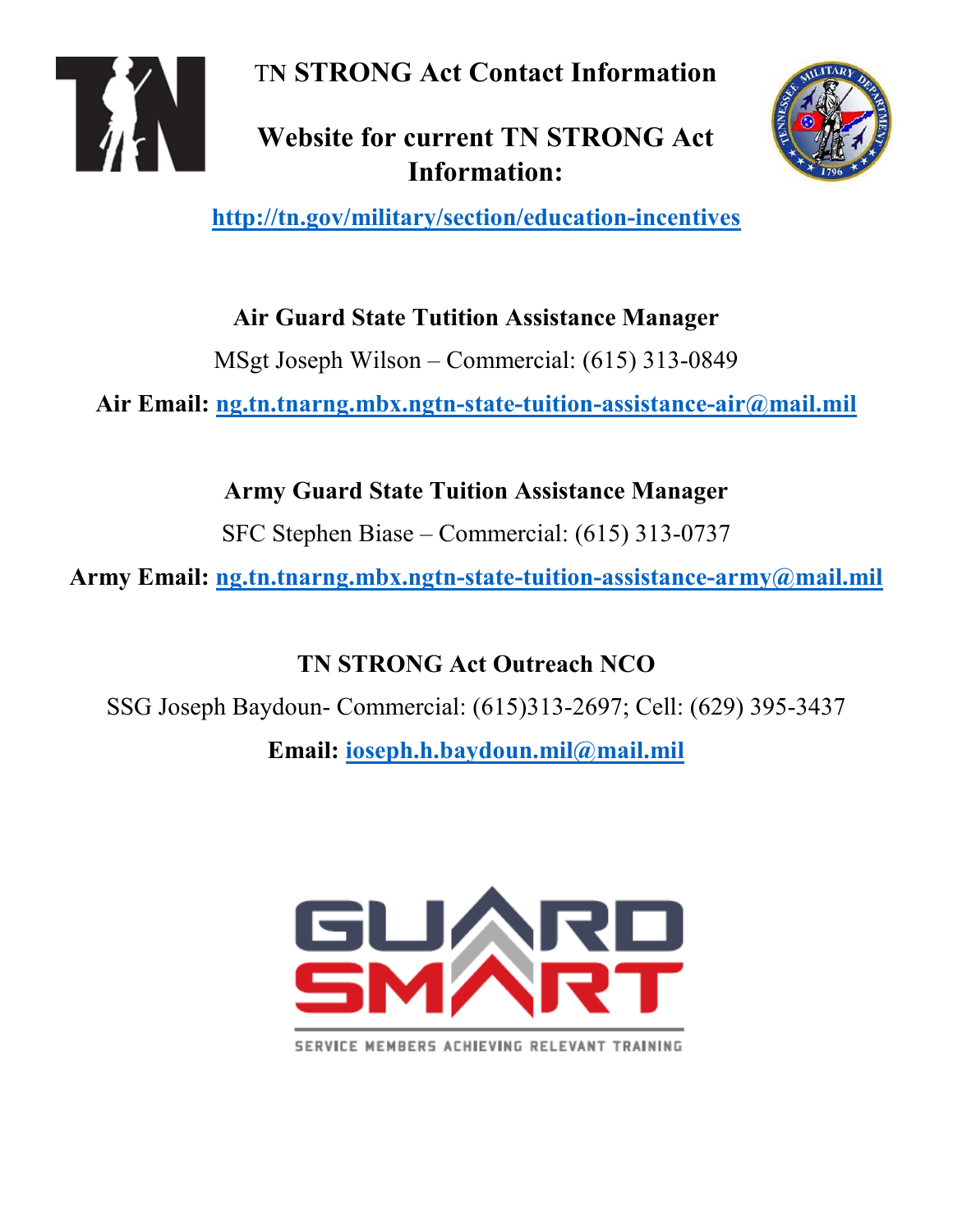# TN STRONG Act Contact Information

## Website for current TN STRONG Act Information:

http://tn.gov/military/section/education-incentives

**Air Guard State Tutition Assistance Manager**

MSgt Joseph Wilson – Commercial: (615) 313-0849

**Air Email:** ng.tn.tnarng.mbx.ngtn-state-tuition-assistance-air@mail.mil

**Army Guard State Tuition Assistance Manager**

SFC Stephen Biase – Commercial: (615) 313-0737

**Army Email:** ng.tn.tnarng.mbx.ngtn-state-tuition-assistance-army@mail.mil

**TN STRONG Act Outreach NCO**

SSG Joseph Baydoun- Commercial: (615)313-2697; Cell: (629) 395-3437

**Email:** ioseph.h.baydoun.mil@mail.mil

GUARD SMART

SERVICE MEMBERS ACHIEVING RELEVANT TRAINING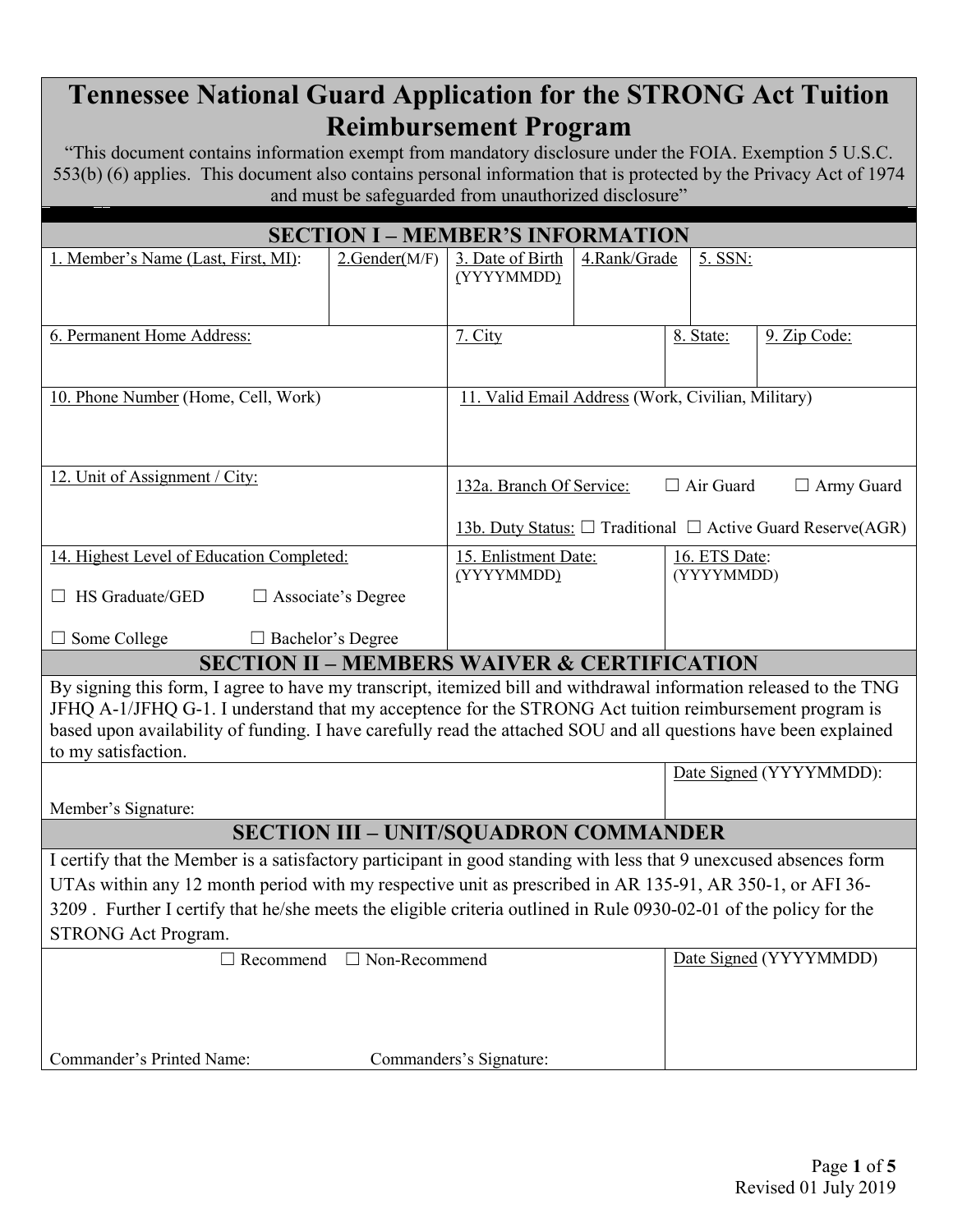# Tennessee National Guard Application for the STRONG Act Tuition Reimbursement Program

"This document contains information exempt from mandatory disclosure under the FOIA. Exemption 5 U.S.C. 553(b) (6) applies. This document also contains personal information that is protected by the Privacy Act of 1974 and must be safeguarded from unauthorized disclosure"

## SECTION I – MEMBER'S INFORMATION

| 1. Member's Name (Last, First, MI): | 2.Gender(M/F) | 3. Date of Birth (YYYYMMDD) | 4.Rank/Grade | 5. SSN: |
|---|---|---|---|---|
| | | | | |

| 6. Permanent Home Address: | 7. City | 8. State: | 9. Zip Code: |
|---|---|---|---|
| | | | |

| 10. Phone Number (Home, Cell, Work) | 11. Valid Email Address (Work, Civilian, Military) |
|---|---|
| | |

| 12. Unit of Assignment / City: | 132a. Branch Of Service: ☐ Air Guard ☐ Army Guard<br>13b. Duty Status: ☐ Traditional ☐ Active Guard Reserve(AGR) |
|---|---|
| | |

| 14. Highest Level of Education Completed: | 15. Enlistment Date: (YYYYMMDD) | 16. ETS Date: (YYYYMMDD) |
|---|---|---|
| ☐ HS Graduate/GED ☐ Associate's Degree<br>☐ Some College ☐ Bachelor's Degree | | |

## SECTION II – MEMBERS WAIVER & CERTIFICATION

By signing this form, I agree to have my transcript, itemized bill and withdrawal information released to the TNG JFHQ A-1/JFHQ G-1. I understand that my acceptence for the STRONG Act tuition reimbursement program is based upon availability of funding. I have carefully read the attached SOU and all questions have been explained to my satisfaction.

| Member's Signature: | Date Signed (YYYYMMDD): |
|---|---|
| | |

## SECTION III – UNIT/SQUADRON COMMANDER

I certify that the Member is a satisfactory participant in good standing with less that 9 unexcused absences form UTAs within any 12 month period with my respective unit as prescribed in AR 135-91, AR 350-1, or AFI 36-3209 . Further I certify that he/she meets the eligible criteria outlined in Rule 0930-02-01 of the policy for the STRONG Act Program.

| ☐ Recommend ☐ Non-Recommend<br>Commander's Printed Name: Commanders's Signature: | Date Signed (YYYYMMDD) |
|---|---|
| | |

Revised 01 July 2019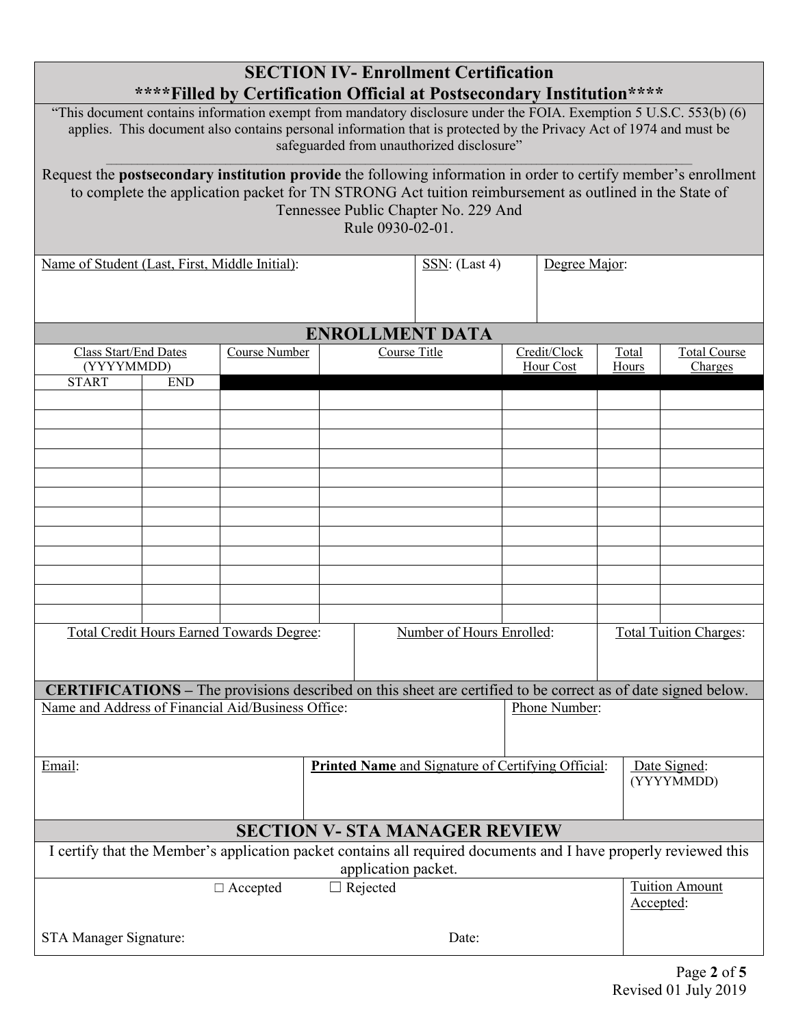## SECTION IV- Enrollment Certification

### ****Filled by Certification Official at Postsecondary Institution****

"This document contains information exempt from mandatory disclosure under the FOIA. Exemption 5 U.S.C. 553(b) (6) applies. This document also contains personal information that is protected by the Privacy Act of 1974 and must be safeguarded from unauthorized disclosure"

Request the **postsecondary institution provide** the following information in order to certify member's enrollment to complete the application packet for TN STRONG Act tuition reimbursement as outlined in the State of Tennessee Public Chapter No. 229 And Rule 0930-02-01.

| Name of Student (Last, First, Middle Initial): | SSN: (Last 4) | Degree Major: |
|---|---|---|
| | | |

### ENROLLMENT DATA

| Class Start/End Dates (YYYYMMDD) | | Course Number | Course Title | Credit/Clock Hour Cost | Total Hours | Total Course Charges |
|---|---|---|---|---|---|---|
| START | END | | | | | |
| | | | | | | |
| | | | | | | |
| | | | | | | |
| | | | | | | |
| | | | | | | |
| | | | | | | |
| | | | | | | |
| | | | | | | |
| | | | | | | |
| | | | | | | |
| | | | | | | |
| | | | | | | |

| Total Credit Hours Earned Towards Degree: | Number of Hours Enrolled: | Total Tuition Charges: |
|---|---|---|
| | | |

**CERTIFICATIONS –** The provisions described on this sheet are certified to be correct as of date signed below.

| Name and Address of Financial Aid/Business Office: | | Phone Number: |
|---|---|---|
| | | |
| Email: | **Printed Name** and Signature of Certifying Official: | Date Signed: (YYYYMMDD) |
| | | |

## SECTION V- STA MANAGER REVIEW

I certify that the Member's application packet contains all required documents and I have properly reviewed this application packet.

| ☐ Accepted ☐ Rejected | Tuition Amount Accepted: |
|---|---|
| STA Manager Signature: Date: | |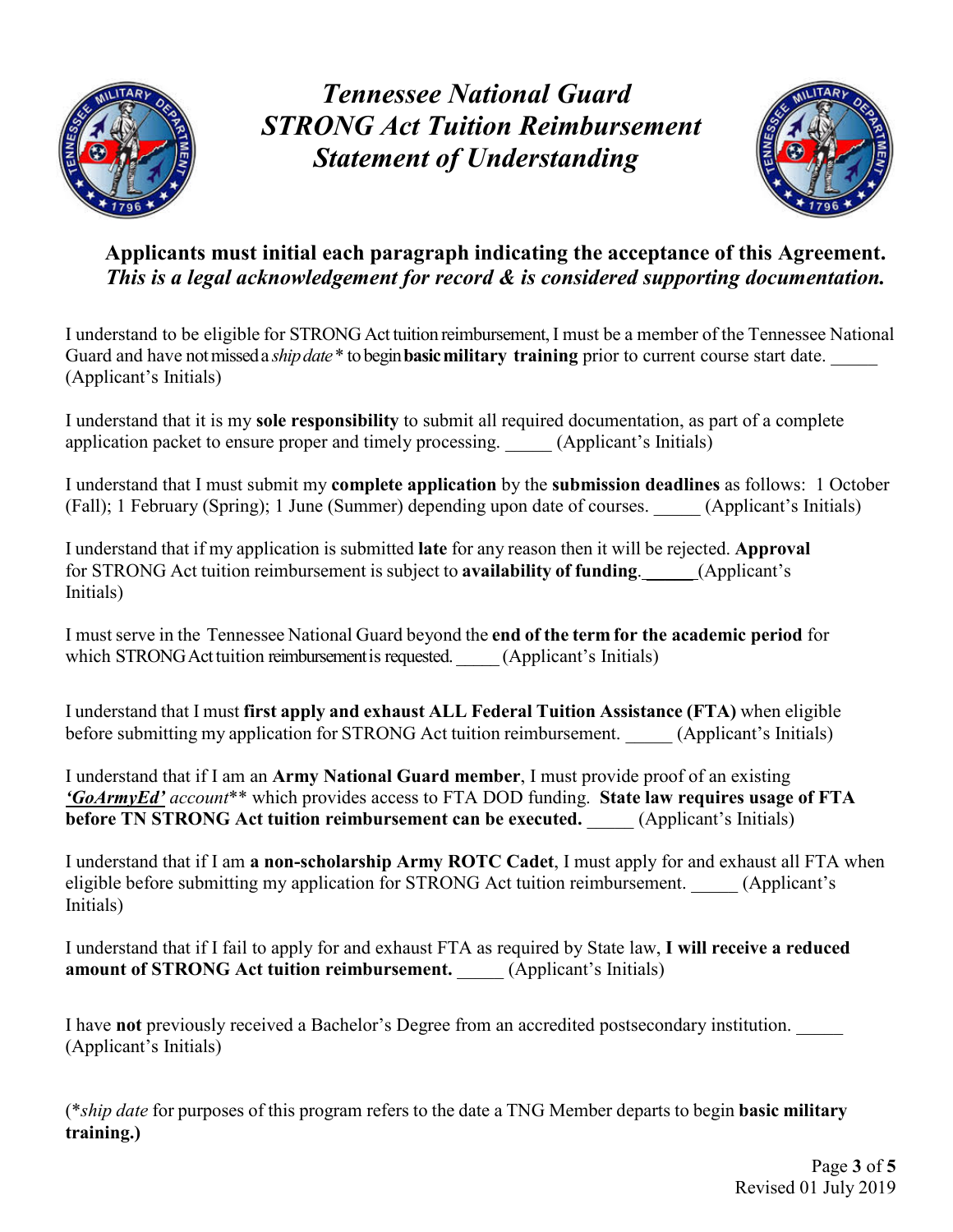# *Tennessee National Guard STRONG Act Tuition Reimbursement Statement of Understanding*

**Applicants must initial each paragraph indicating the acceptance of this Agreement.**
***This is a legal acknowledgement for record & is considered supporting documentation.***

I understand to be eligible for STRONG Act tuition reimbursement, I must be a member of the Tennessee National Guard and have not missed a *ship date\** to begin **basic military training** prior to current course start date. _____ (Applicant's Initials)

I understand that it is my **sole responsibility** to submit all required documentation, as part of a complete application packet to ensure proper and timely processing. _____ (Applicant's Initials)

I understand that I must submit my **complete application** by the **submission deadlines** as follows: 1 October (Fall); 1 February (Spring); 1 June (Summer) depending upon date of courses. _____ (Applicant's Initials)

I understand that if my application is submitted **late** for any reason then it will be rejected. **Approval** for STRONG Act tuition reimbursement is subject to **availability of funding**. _____ (Applicant's Initials)

I must serve in the Tennessee National Guard beyond the **end of the term for the academic period** for which STRONG Act tuition reimbursement is requested. _____ (Applicant's Initials)

I understand that I must **first apply and exhaust ALL Federal Tuition Assistance (FTA)** when eligible before submitting my application for STRONG Act tuition reimbursement. _____ (Applicant's Initials)

I understand that if I am an **Army National Guard member**, I must provide proof of an existing ***'GoArmyEd'*** *account*\*\* which provides access to FTA DOD funding. **State law requires usage of FTA before TN STRONG Act tuition reimbursement can be executed.** _____ (Applicant's Initials)

I understand that if I am **a non-scholarship Army ROTC Cadet**, I must apply for and exhaust all FTA when eligible before submitting my application for STRONG Act tuition reimbursement. _____ (Applicant's Initials)

I understand that if I fail to apply for and exhaust FTA as required by State law, **I will receive a reduced amount of STRONG Act tuition reimbursement.** _____ (Applicant's Initials)

I have **not** previously received a Bachelor's Degree from an accredited postsecondary institution. _____ (Applicant's Initials)

(\**ship date* for purposes of this program refers to the date a TNG Member departs to begin **basic military training.)**

Revised 01 July 2019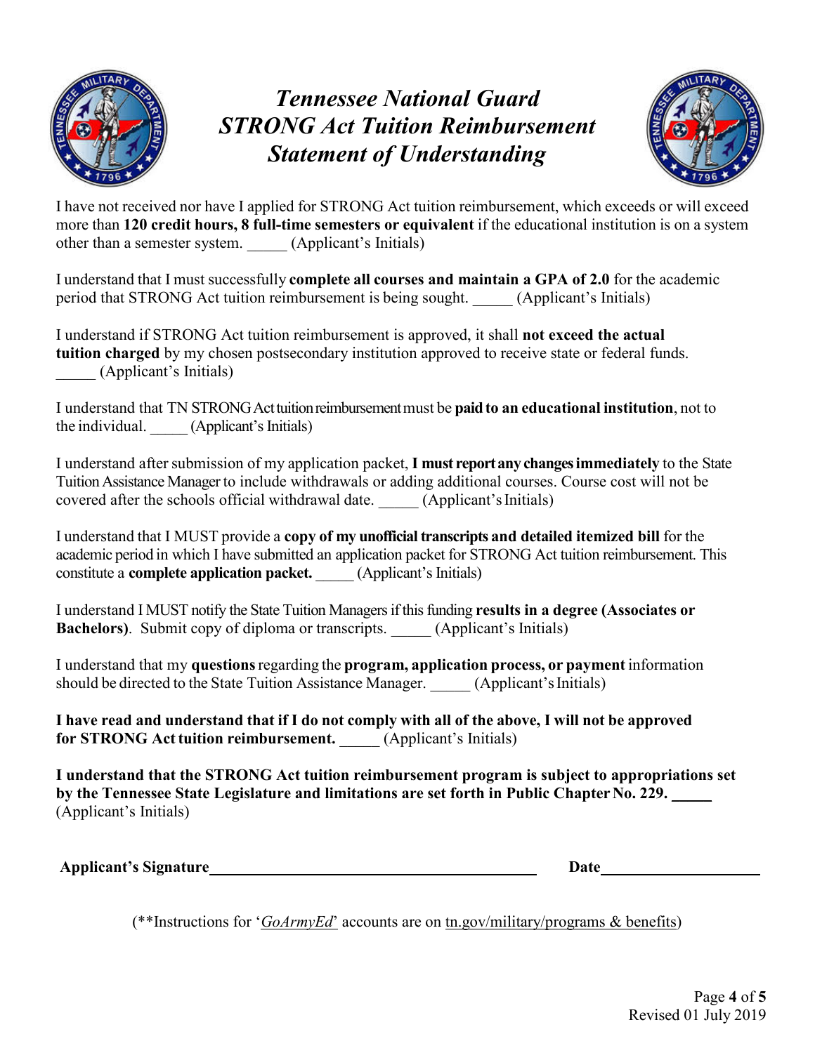# *Tennessee National Guard STRONG Act Tuition Reimbursement Statement of Understanding*

I have not received nor have I applied for STRONG Act tuition reimbursement, which exceeds or will exceed more than **120 credit hours, 8 full-time semesters or equivalent** if the educational institution is on a system other than a semester system. _____ (Applicant's Initials)

I understand that I must successfully **complete all courses and maintain a GPA of 2.0** for the academic period that STRONG Act tuition reimbursement is being sought. _____ (Applicant's Initials)

I understand if STRONG Act tuition reimbursement is approved, it shall **not exceed the actual tuition charged** by my chosen postsecondary institution approved to receive state or federal funds. _____ (Applicant's Initials)

I understand that TN STRONG Act tuition reimbursement must be **paid to an educational institution**, not to the individual. _____ (Applicant's Initials)

I understand after submission of my application packet, **I must report any changes immediately** to the State Tuition Assistance Manager to include withdrawals or adding additional courses. Course cost will not be covered after the schools official withdrawal date. _____ (Applicant's Initials)

I understand that I MUST provide a **copy of my unofficial transcripts and detailed itemized bill** for the academic period in which I have submitted an application packet for STRONG Act tuition reimbursement. This constitute a **complete application packet.** _____ (Applicant's Initials)

I understand I MUST notify the State Tuition Managers if this funding **results in a degree (Associates or Bachelors)**. Submit copy of diploma or transcripts. _____ (Applicant's Initials)

I understand that my **questions** regarding the **program, application process, or payment** information should be directed to the State Tuition Assistance Manager. _____ (Applicant's Initials)

**I have read and understand that if I do not comply with all of the above, I will not be approved for STRONG Act tuition reimbursement.** _____ (Applicant's Initials)

**I understand that the STRONG Act tuition reimbursement program is subject to appropriations set by the Tennessee State Legislature and limitations are set forth in Public Chapter No. 229.** _____ (Applicant's Initials)

**Applicant's Signature** ______________________________ **Date** ____________________

(**Instructions for '*GoArmyEd*' accounts are on tn.gov/military/programs & benefits)

Revised 01 July 2019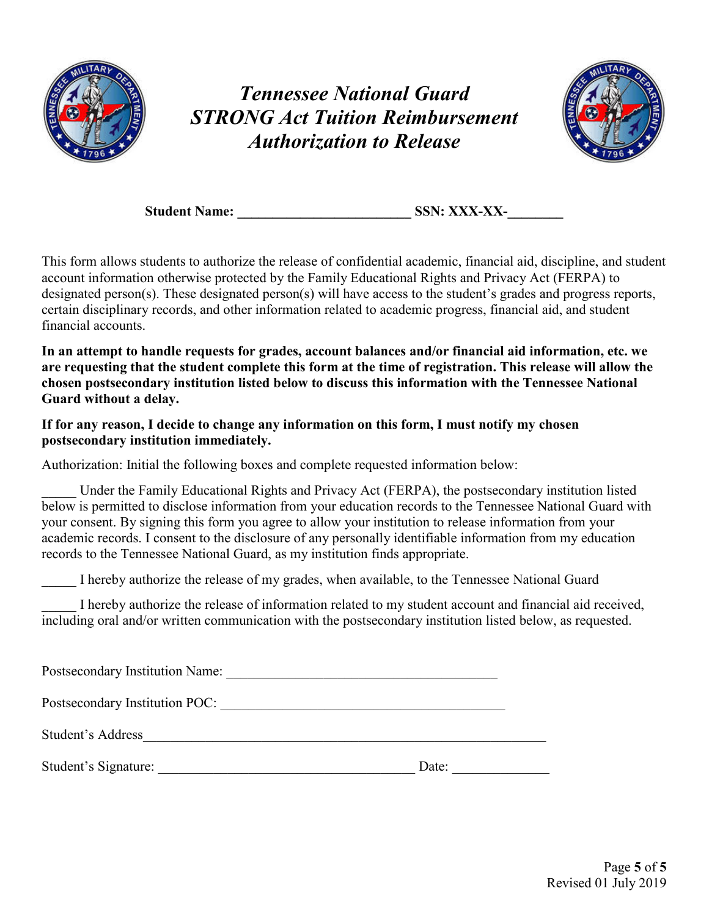# *Tennessee National Guard*
# *STRONG Act Tuition Reimbursement*
# *Authorization to Release*

**Student Name: _________________________ SSN: XXX-XX-________**

This form allows students to authorize the release of confidential academic, financial aid, discipline, and student account information otherwise protected by the Family Educational Rights and Privacy Act (FERPA) to designated person(s). These designated person(s) will have access to the student's grades and progress reports, certain disciplinary records, and other information related to academic progress, financial aid, and student financial accounts.

**In an attempt to handle requests for grades, account balances and/or financial aid information, etc. we are requesting that the student complete this form at the time of registration. This release will allow the chosen postsecondary institution listed below to discuss this information with the Tennessee National Guard without a delay.**

**If for any reason, I decide to change any information on this form, I must notify my chosen postsecondary institution immediately.**

Authorization: Initial the following boxes and complete requested information below:

_____ Under the Family Educational Rights and Privacy Act (FERPA), the postsecondary institution listed below is permitted to disclose information from your education records to the Tennessee National Guard with your consent. By signing this form you agree to allow your institution to release information from your academic records. I consent to the disclosure of any personally identifiable information from my education records to the Tennessee National Guard, as my institution finds appropriate.

_____ I hereby authorize the release of my grades, when available, to the Tennessee National Guard

_____ I hereby authorize the release of information related to my student account and financial aid received, including oral and/or written communication with the postsecondary institution listed below, as requested.

Postsecondary Institution Name: ________________________________________

Postsecondary Institution POC: __________________________________________

Student's Address____________________________________________________________

Student's Signature: ______________________________________ Date: ______________

Revised 01 July 2019